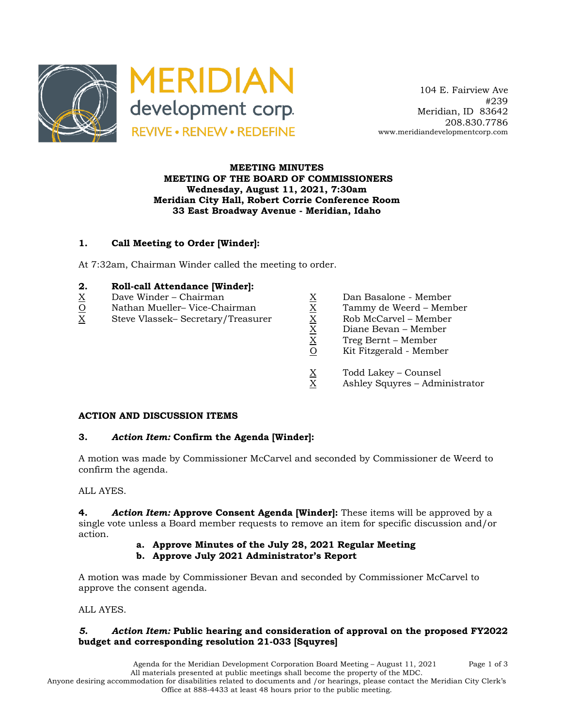MERIDIAN development corp.
REVIVE • RENEW • REDEFINE

104 E. Fairview Ave
#239
Meridian, ID 83642
208.830.7786
www.meridiandevelopmentcorp.com

**MEETING MINUTES**
**MEETING OF THE BOARD OF COMMISSIONERS**
**Wednesday, August 11, 2021, 7:30am**
**Meridian City Hall, Robert Corrie Conference Room**
**33 East Broadway Avenue - Meridian, Idaho**

## 1. Call Meeting to Order [Winder]:

At 7:32am, Chairman Winder called the meeting to order.

## 2. Roll-call Attendance [Winder]:

X Dave Winder – Chairman
O Nathan Mueller– Vice-Chairman
X Steve Vlassek– Secretary/Treasurer
X Dan Basalone - Member
X Tammy de Weerd – Member
X Rob McCarvel – Member
X Diane Bevan – Member
X Treg Bernt – Member
O Kit Fitzgerald - Member

X Todd Lakey – Counsel
X Ashley Squyres – Administrator

## ACTION AND DISCUSSION ITEMS

### 3. *Action Item:* Confirm the Agenda [Winder]:

A motion was made by Commissioner McCarvel and seconded by Commissioner de Weerd to confirm the agenda.

ALL AYES.

### 4. *Action Item:* Approve Consent Agenda [Winder]:

These items will be approved by a single vote unless a Board member requests to remove an item for specific discussion and/or action.

- **a. Approve Minutes of the July 28, 2021 Regular Meeting**
- **b. Approve July 2021 Administrator's Report**

A motion was made by Commissioner Bevan and seconded by Commissioner McCarvel to approve the consent agenda.

ALL AYES.

### *5.* *Action Item:* Public hearing and consideration of approval on the proposed FY2022 budget and corresponding resolution 21-033 [Squyres]

Agenda for the Meridian Development Corporation Board Meeting – August 11, 2021
All materials presented at public meetings shall become the property of the MDC.
Anyone desiring accommodation for disabilities related to documents and /or hearings, please contact the Meridian City Clerk's Office at 888-4433 at least 48 hours prior to the public meeting.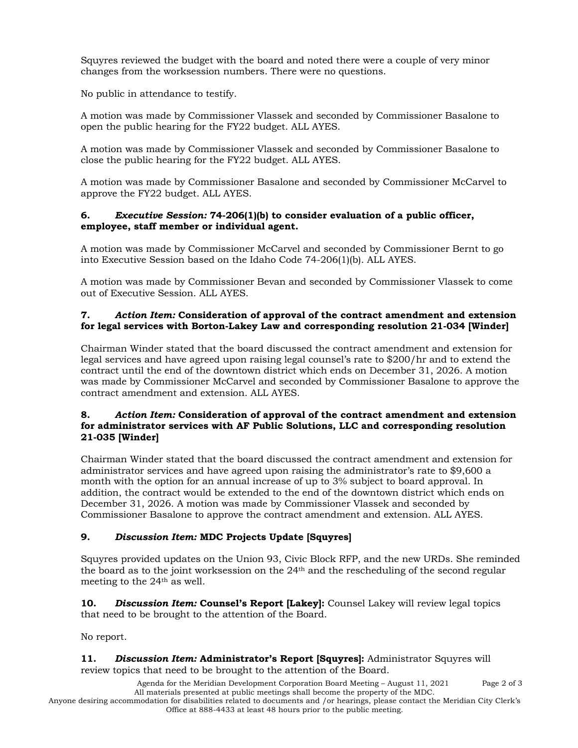Squyres reviewed the budget with the board and noted there were a couple of very minor changes from the worksession numbers. There were no questions.

No public in attendance to testify.

A motion was made by Commissioner Vlassek and seconded by Commissioner Basalone to open the public hearing for the FY22 budget. ALL AYES.

A motion was made by Commissioner Vlassek and seconded by Commissioner Basalone to close the public hearing for the FY22 budget. ALL AYES.

A motion was made by Commissioner Basalone and seconded by Commissioner McCarvel to approve the FY22 budget. ALL AYES.

**6.** ***Executive Session:*** **74-206(1)(b) to consider evaluation of a public officer, employee, staff member or individual agent.**

A motion was made by Commissioner McCarvel and seconded by Commissioner Bernt to go into Executive Session based on the Idaho Code 74-206(1)(b). ALL AYES.

A motion was made by Commissioner Bevan and seconded by Commissioner Vlassek to come out of Executive Session. ALL AYES.

**7.** ***Action Item:*** **Consideration of approval of the contract amendment and extension for legal services with Borton-Lakey Law and corresponding resolution 21-034 [Winder]**

Chairman Winder stated that the board discussed the contract amendment and extension for legal services and have agreed upon raising legal counsel's rate to $200/hr and to extend the contract until the end of the downtown district which ends on December 31, 2026. A motion was made by Commissioner McCarvel and seconded by Commissioner Basalone to approve the contract amendment and extension. ALL AYES.

**8.** ***Action Item:*** **Consideration of approval of the contract amendment and extension for administrator services with AF Public Solutions, LLC and corresponding resolution 21-035 [Winder]**

Chairman Winder stated that the board discussed the contract amendment and extension for administrator services and have agreed upon raising the administrator's rate to $9,600 a month with the option for an annual increase of up to 3% subject to board approval. In addition, the contract would be extended to the end of the downtown district which ends on December 31, 2026. A motion was made by Commissioner Vlassek and seconded by Commissioner Basalone to approve the contract amendment and extension. ALL AYES.

**9.** ***Discussion Item:*** **MDC Projects Update [Squyres]**

Squyres provided updates on the Union 93, Civic Block RFP, and the new URDs. She reminded the board as to the joint worksession on the 24th and the rescheduling of the second regular meeting to the 24th as well.

**10.** ***Discussion Item:*** **Counsel's Report [Lakey]:** Counsel Lakey will review legal topics that need to be brought to the attention of the Board.

No report.

**11.** ***Discussion Item:*** **Administrator's Report [Squyres]:** Administrator Squyres will review topics that need to be brought to the attention of the Board.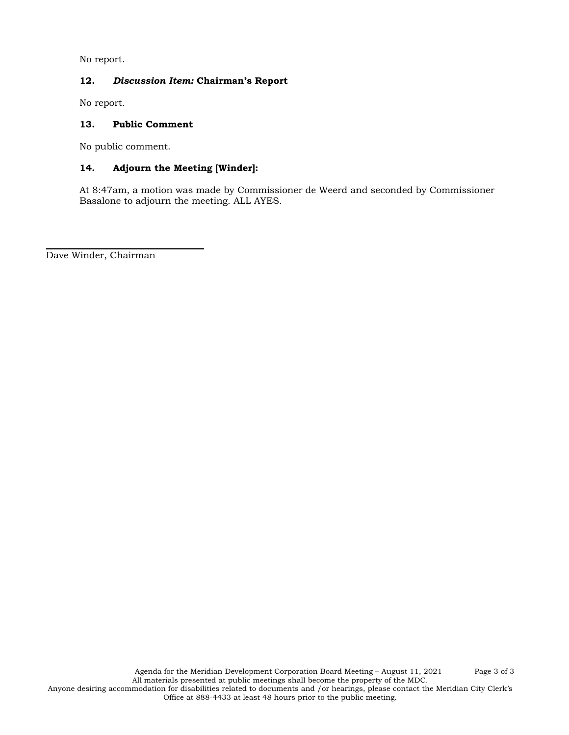No report.

### 12. *Discussion Item:* **Chairman's Report**

No report.

### 13. Public Comment

No public comment.

### 14. Adjourn the Meeting [Winder]:

At 8:47am, a motion was made by Commissioner de Weerd and seconded by Commissioner Basalone to adjourn the meeting. ALL AYES.

\_\_\_\_\_\_\_\_\_\_\_\_\_\_\_\_\_\_\_\_\_\_\_\_\_\_\_\_\_\_\_\_

Dave Winder, Chairman

Agenda for the Meridian Development Corporation Board Meeting – August 11, 2021

All materials presented at public meetings shall become the property of the MDC.

Anyone desiring accommodation for disabilities related to documents and /or hearings, please contact the Meridian City Clerk's Office at 888-4433 at least 48 hours prior to the public meeting.